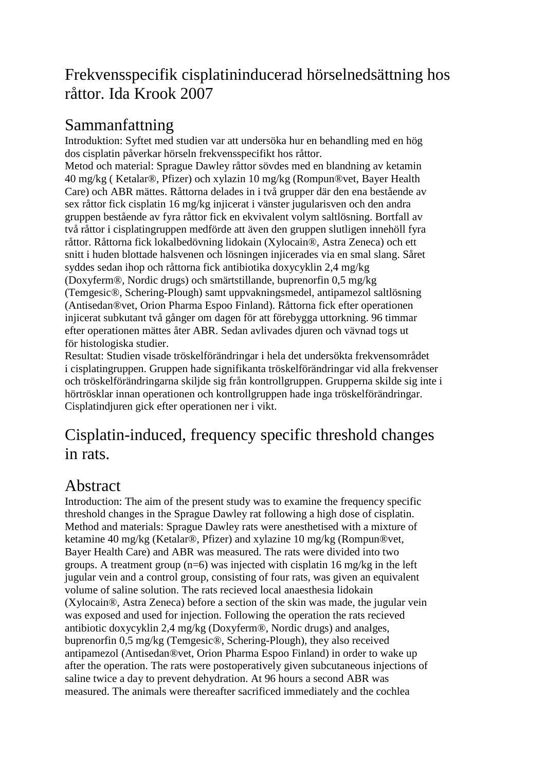# Frekvensspecifik cisplatininducerad hörselnedsättning hos råttor. Ida Krook 2007

## Sammanfattning

Introduktion: Syftet med studien var att undersöka hur en behandling med en hög dos cisplatin påverkar hörseln frekvensspecifikt hos råttor.
Metod och material: Sprague Dawley råttor sövdes med en blandning av ketamin 40 mg/kg ( Ketalar®, Pfizer) och xylazin 10 mg/kg (Rompun®vet, Bayer Health Care) och ABR mättes. Råttorna delades in i två grupper där den ena bestående av sex råttor fick cisplatin 16 mg/kg injicerat i vänster jugularisven och den andra gruppen bestående av fyra råttor fick en ekvivalent volym saltlösning. Bortfall av två råttor i cisplatingruppen medförde att även den gruppen slutligen innehöll fyra råttor. Råttorna fick lokalbedövning lidokain (Xylocain®, Astra Zeneca) och ett snitt i huden blottade halsvenen och lösningen injicerades via en smal slang. Såret syddes sedan ihop och råttorna fick antibiotika doxycyklin 2,4 mg/kg (Doxyferm®, Nordic drugs) och smärtstillande, buprenorfin 0,5 mg/kg (Temgesic®, Schering-Plough) samt uppvakningsmedel, antipamezol saltlösning (Antisedan®vet, Orion Pharma Espoo Finland). Råttorna fick efter operationen injicerat subkutant två gånger om dagen för att förebygga uttorkning. 96 timmar efter operationen mättes åter ABR. Sedan avlivades djuren och vävnad togs ut för histologiska studier.
Resultat: Studien visade tröskelförändringar i hela det undersökta frekvensområdet i cisplatingruppen. Gruppen hade signifikanta tröskelförändringar vid alla frekvenser och tröskelförändringarna skiljde sig från kontrollgruppen. Grupperna skilde sig inte i hörtrösklar innan operationen och kontrollgruppen hade inga tröskelförändringar. Cisplatindjuren gick efter operationen ner i vikt.

# Cisplatin-induced, frequency specific threshold changes in rats.

## Abstract

Introduction: The aim of the present study was to examine the frequency specific threshold changes in the Sprague Dawley rat following a high dose of cisplatin.
Method and materials: Sprague Dawley rats were anesthetised with a mixture of ketamine 40 mg/kg (Ketalar®, Pfizer) and xylazine 10 mg/kg (Rompun®vet, Bayer Health Care) and ABR was measured. The rats were divided into two groups. A treatment group (n=6) was injected with cisplatin 16 mg/kg in the left jugular vein and a control group, consisting of four rats, was given an equivalent volume of saline solution. The rats recieved local anaesthesia lidokain (Xylocain®, Astra Zeneca) before a section of the skin was made, the jugular vein was exposed and used for injection. Following the operation the rats recieved antibiotic doxycyklin 2,4 mg/kg (Doxyferm®, Nordic drugs) and analges, buprenorfin 0,5 mg/kg (Temgesic®, Schering-Plough), they also received antipamezol (Antisedan®vet, Orion Pharma Espoo Finland) in order to wake up after the operation. The rats were postoperatively given subcutaneous injections of saline twice a day to prevent dehydration. At 96 hours a second ABR was measured. The animals were thereafter sacrificed immediately and the cochlea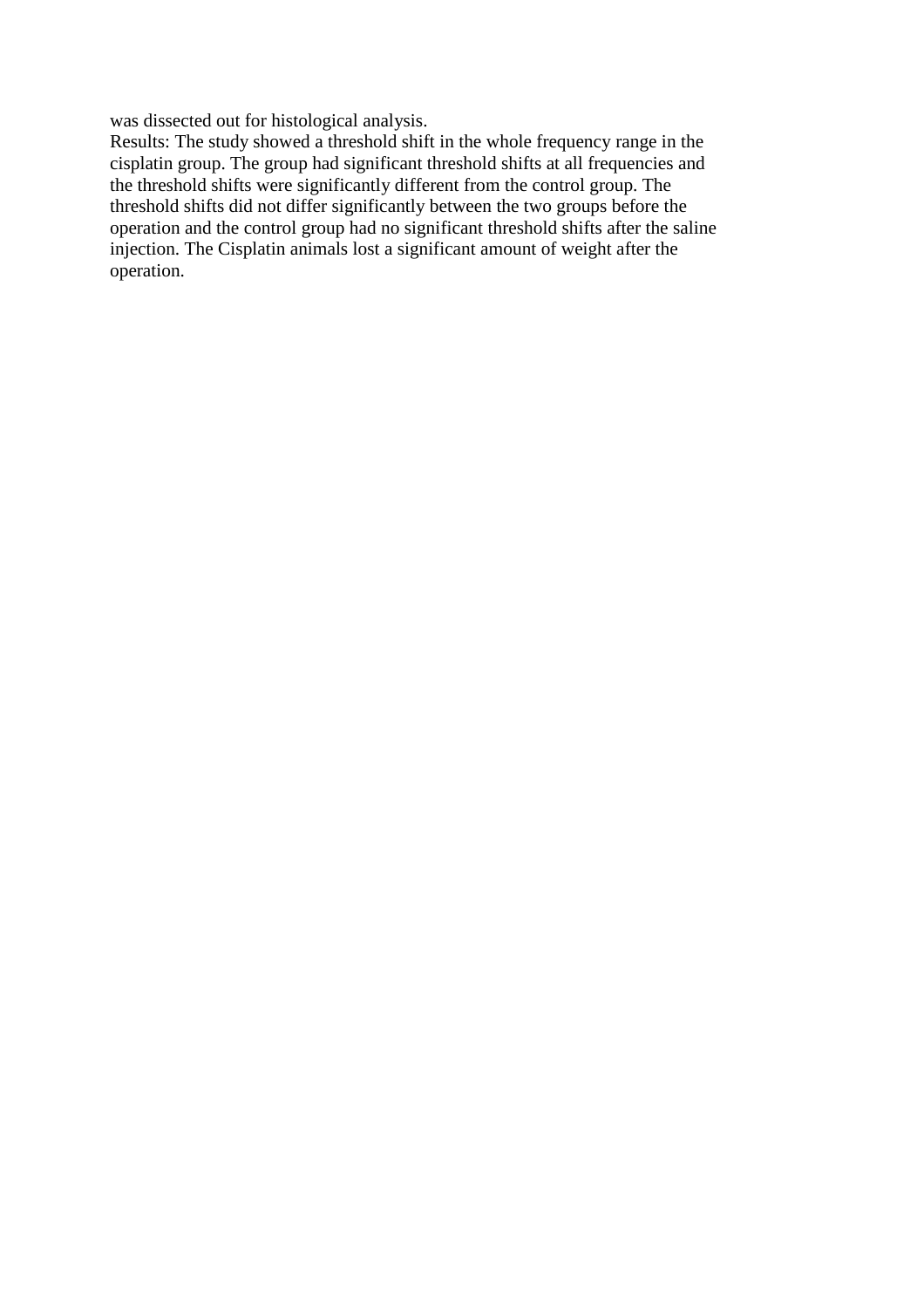was dissected out for histological analysis.

Results: The study showed a threshold shift in the whole frequency range in the cisplatin group. The group had significant threshold shifts at all frequencies and the threshold shifts were significantly different from the control group. The threshold shifts did not differ significantly between the two groups before the operation and the control group had no significant threshold shifts after the saline injection. The Cisplatin animals lost a significant amount of weight after the operation.